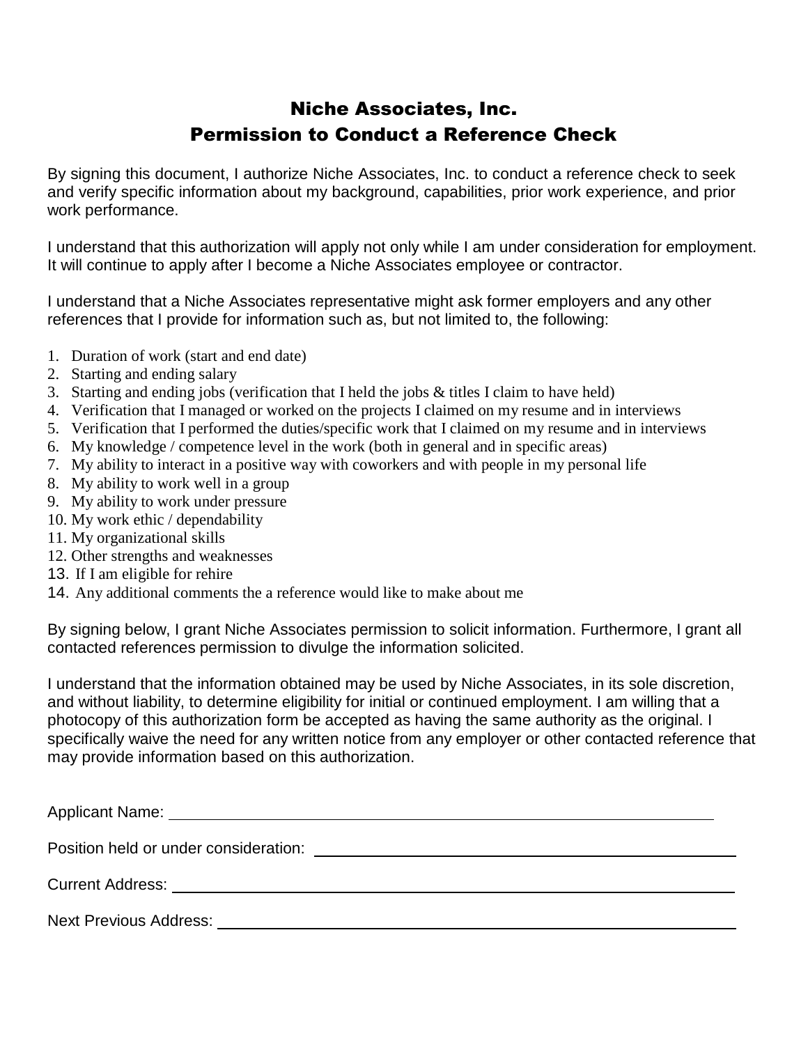# Niche Associates, Inc.
# Permission to Conduct a Reference Check

By signing this document, I authorize Niche Associates, Inc. to conduct a reference check to seek and verify specific information about my background, capabilities, prior work experience, and prior work performance.

I understand that this authorization will apply not only while I am under consideration for employment. It will continue to apply after I become a Niche Associates employee or contractor.

I understand that a Niche Associates representative might ask former employers and any other references that I provide for information such as, but not limited to, the following:

1. Duration of work (start and end date)
2. Starting and ending salary
3. Starting and ending jobs (verification that I held the jobs & titles I claim to have held)
4. Verification that I managed or worked on the projects I claimed on my resume and in interviews
5. Verification that I performed the duties/specific work that I claimed on my resume and in interviews
6. My knowledge / competence level in the work (both in general and in specific areas)
7. My ability to interact in a positive way with coworkers and with people in my personal life
8. My ability to work well in a group
9. My ability to work under pressure
10. My work ethic / dependability
11. My organizational skills
12. Other strengths and weaknesses
13. If I am eligible for rehire
14. Any additional comments the a reference would like to make about me

By signing below, I grant Niche Associates permission to solicit information. Furthermore, I grant all contacted references permission to divulge the information solicited.

I understand that the information obtained may be used by Niche Associates, in its sole discretion, and without liability, to determine eligibility for initial or continued employment. I am willing that a photocopy of this authorization form be accepted as having the same authority as the original. I specifically waive the need for any written notice from any employer or other contacted reference that may provide information based on this authorization.

Applicant Name: ______________________________

Position held or under consideration: ______________________________

Current Address: ______________________________

Next Previous Address: ______________________________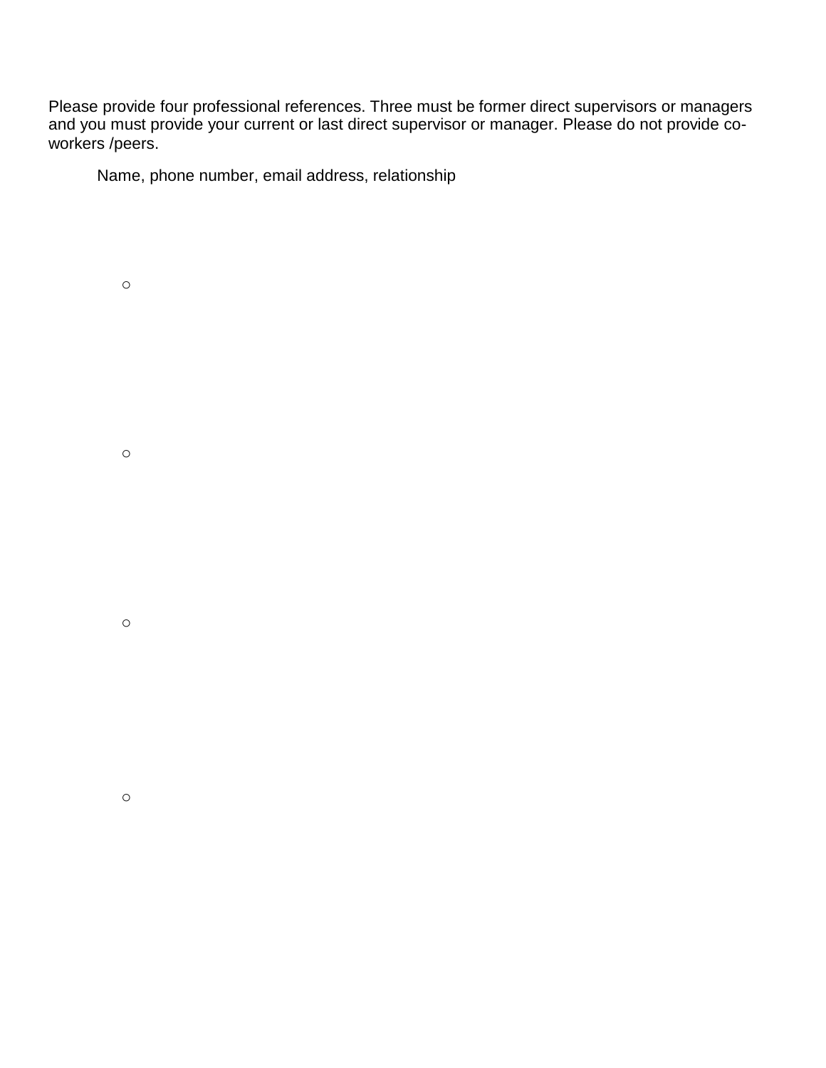Please provide four professional references. Three must be former direct supervisors or managers and you must provide your current or last direct supervisor or manager. Please do not provide co-workers /peers.

Name, phone number, email address, relationship

- 
- 
- 
-